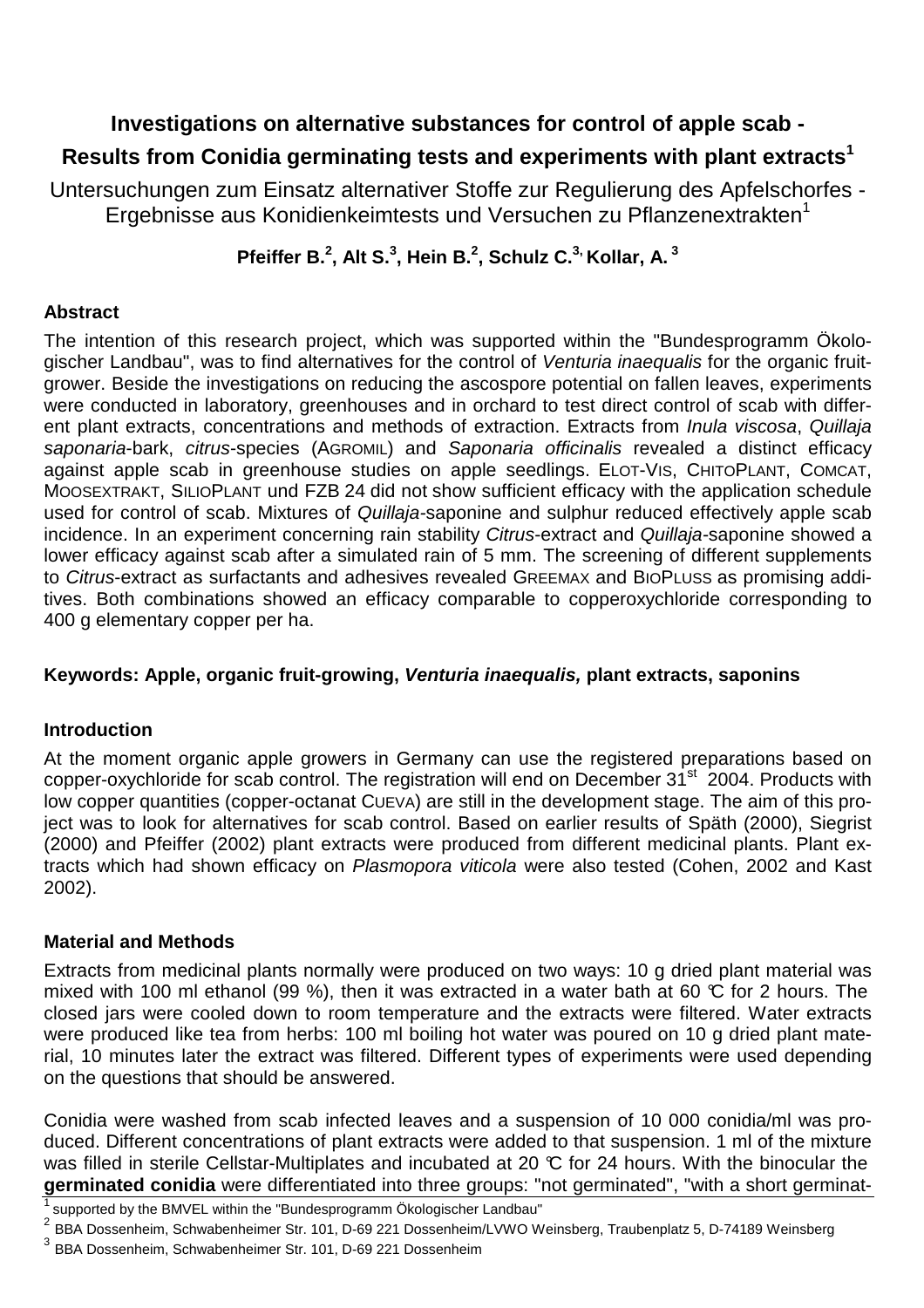# Investigations on alternative substances for control of apple scab - Results from Conidia germinating tests and experiments with plant extracts[1]

Untersuchungen zum Einsatz alternativer Stoffe zur Regulierung des Apfelschorfes - Ergebnisse aus Konidienkeimtests und Versuchen zu Pflanzenextrakten[1]

**Pfeiffer B.[2], Alt S.[3], Hein B.[2], Schulz C.[3], Kollar, A.[3]**

### Abstract

The intention of this research project, which was supported within the "Bundesprogramm Ökologischer Landbau", was to find alternatives for the control of *Venturia inaequalis* for the organic fruit-grower. Beside the investigations on reducing the ascospore potential on fallen leaves, experiments were conducted in laboratory, greenhouses and in orchard to test direct control of scab with different plant extracts, concentrations and methods of extraction. Extracts from *Inula viscosa*, *Quillaja saponaria*-bark, *citrus*-species (AGROMIL) and *Saponaria officinalis* revealed a distinct efficacy against apple scab in greenhouse studies on apple seedlings. ELOT-VIS, CHITOPLANT, COMCAT, MOOSEXTRAKT, SILIOPLANT und FZB 24 did not show sufficient efficacy with the application schedule used for control of scab. Mixtures of *Quillaja*-saponine and sulphur reduced effectively apple scab incidence. In an experiment concerning rain stability *Citrus*-extract and *Quillaja*-saponine showed a lower efficacy against scab after a simulated rain of 5 mm. The screening of different supplements to *Citrus*-extract as surfactants and adhesives revealed GREEMAX and BIOPLUSS as promising additives. Both combinations showed an efficacy comparable to copperoxychloride corresponding to 400 g elementary copper per ha.

**Keywords: Apple, organic fruit-growing, *Venturia inaequalis,* plant extracts, saponins**

### Introduction

At the moment organic apple growers in Germany can use the registered preparations based on copper-oxychloride for scab control. The registration will end on December 31st 2004. Products with low copper quantities (copper-octanat CUEVA) are still in the development stage. The aim of this project was to look for alternatives for scab control. Based on earlier results of Späth (2000), Siegrist (2000) and Pfeiffer (2002) plant extracts were produced from different medicinal plants. Plant extracts which had shown efficacy on *Plasmopora viticola* were also tested (Cohen, 2002 and Kast 2002).

### Material and Methods

Extracts from medicinal plants normally were produced on two ways: 10 g dried plant material was mixed with 100 ml ethanol (99 %), then it was extracted in a water bath at 60 °C for 2 hours. The closed jars were cooled down to room temperature and the extracts were filtered. Water extracts were produced like tea from herbs: 100 ml boiling hot water was poured on 10 g dried plant material, 10 minutes later the extract was filtered. Different types of experiments were used depending on the questions that should be answered.

Conidia were washed from scab infected leaves and a suspension of 10 000 conidia/ml was produced. Different concentrations of plant extracts were added to that suspension. 1 ml of the mixture was filled in sterile Cellstar-Multiplates and incubated at 20 °C for 24 hours. With the binocular the **germinated conidia** were differentiated into three groups: "not germinated", "with a short germinat-

[1] supported by the BMVEL within the "Bundesprogramm Ökologischer Landbau"

[2] BBA Dossenheim, Schwabenheimer Str. 101, D-69 221 Dossenheim/LVWO Weinsberg, Traubenplatz 5, D-74189 Weinsberg

[3] BBA Dossenheim, Schwabenheimer Str. 101, D-69 221 Dossenheim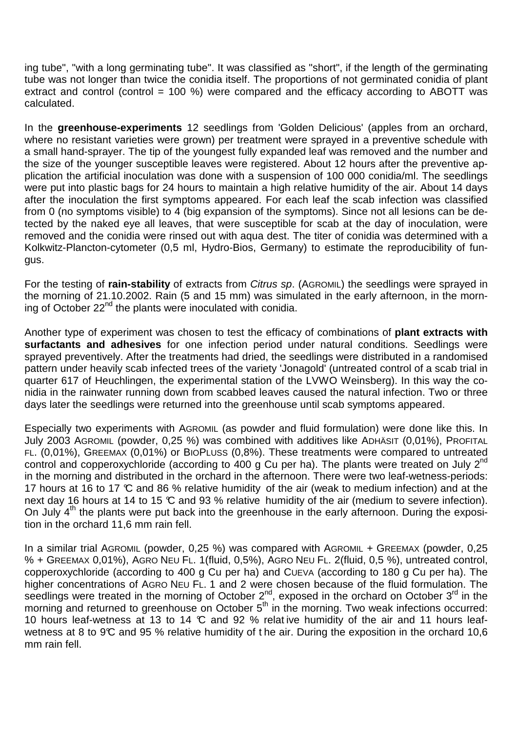ing tube", "with a long germinating tube". It was classified as "short", if the length of the germinating tube was not longer than twice the conidia itself. The proportions of not germinated conidia of plant extract and control (control = 100 %) were compared and the efficacy according to ABOTT was calculated.

In the **greenhouse-experiments** 12 seedlings from 'Golden Delicious' (apples from an orchard, where no resistant varieties were grown) per treatment were sprayed in a preventive schedule with a small hand-sprayer. The tip of the youngest fully expanded leaf was removed and the number and the size of the younger susceptible leaves were registered. About 12 hours after the preventive application the artificial inoculation was done with a suspension of 100 000 conidia/ml. The seedlings were put into plastic bags for 24 hours to maintain a high relative humidity of the air. About 14 days after the inoculation the first symptoms appeared. For each leaf the scab infection was classified from 0 (no symptoms visible) to 4 (big expansion of the symptoms). Since not all lesions can be detected by the naked eye all leaves, that were susceptible for scab at the day of inoculation, were removed and the conidia were rinsed out with aqua dest. The titer of conidia was determined with a Kolkwitz-Plancton-cytometer (0,5 ml, Hydro-Bios, Germany) to estimate the reproducibility of fungus.

For the testing of **rain-stability** of extracts from *Citrus sp*. (AGROMIL) the seedlings were sprayed in the morning of 21.10.2002. Rain (5 and 15 mm) was simulated in the early afternoon, in the morning of October 22nd the plants were inoculated with conidia.

Another type of experiment was chosen to test the efficacy of combinations of **plant extracts with surfactants and adhesives** for one infection period under natural conditions. Seedlings were sprayed preventively. After the treatments had dried, the seedlings were distributed in a randomised pattern under heavily scab infected trees of the variety 'Jonagold' (untreated control of a scab trial in quarter 617 of Heuchlingen, the experimental station of the LVWO Weinsberg). In this way the conidia in the rainwater running down from scabbed leaves caused the natural infection. Two or three days later the seedlings were returned into the greenhouse until scab symptoms appeared.

Especially two experiments with AGROMIL (as powder and fluid formulation) were done like this. In July 2003 AGROMIL (powder, 0,25 %) was combined with additives like ADHÄSIT (0,01%), PROFITAL FL. (0,01%), GREEMAX (0,01%) or BIOPLUSS (0,8%). These treatments were compared to untreated control and copperoxychloride (according to 400 g Cu per ha). The plants were treated on July 2nd in the morning and distributed in the orchard in the afternoon. There were two leaf-wetness-periods: 17 hours at 16 to 17 °C and 86 % relative humidity of the air (weak to medium infection) and at the next day 16 hours at 14 to 15 °C and 93 % relative humidity of the air (medium to severe infection). On July 4th the plants were put back into the greenhouse in the early afternoon. During the exposition in the orchard 11,6 mm rain fell.

In a similar trial AGROMIL (powder, 0,25 %) was compared with AGROMIL + GREEMAX (powder, 0,25 % + GREEMAX 0,01%), AGRO NEU FL. 1(fluid, 0,5%), AGRO NEU FL. 2(fluid, 0,5 %), untreated control, copperoxychloride (according to 400 g Cu per ha) and CUEVA (according to 180 g Cu per ha). The higher concentrations of AGRO NEU FL. 1 and 2 were chosen because of the fluid formulation. The seedlings were treated in the morning of October 2nd, exposed in the orchard on October 3rd in the morning and returned to greenhouse on October 5th in the morning. Two weak infections occurred: 10 hours leaf-wetness at 13 to 14 °C and 92 % relative humidity of the air and 11 hours leaf-wetness at 8 to 9°C and 95 % relative humidity of the air. During the exposition in the orchard 10,6 mm rain fell.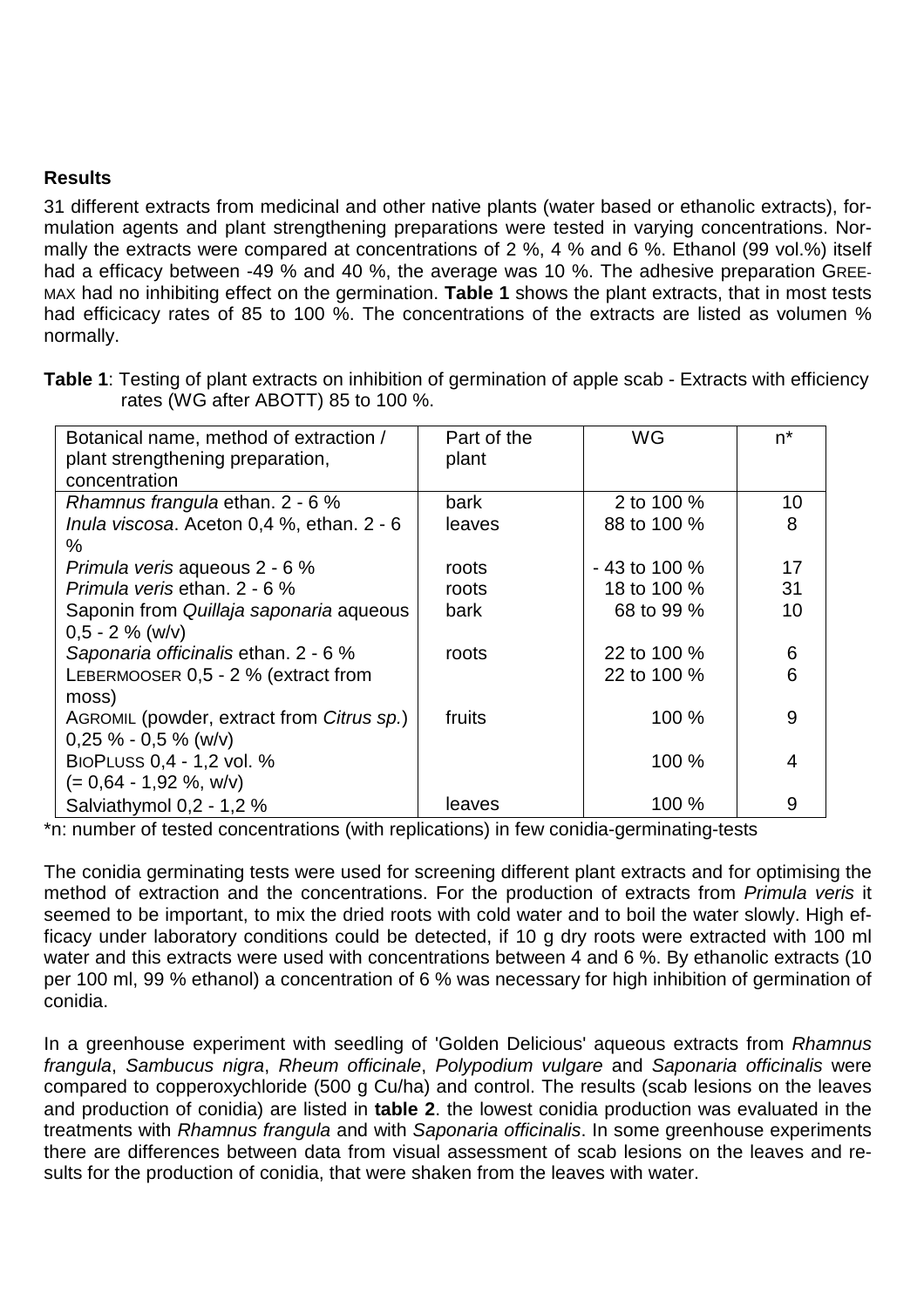## Results

31 different extracts from medicinal and other native plants (water based or ethanolic extracts), formulation agents and plant strengthening preparations were tested in varying concentrations. Normally the extracts were compared at concentrations of 2 %, 4 % and 6 %. Ethanol (99 vol.%) itself had a efficacy between -49 % and 40 %, the average was 10 %. The adhesive preparation GREEMAX had no inhibiting effect on the germination. **Table 1** shows the plant extracts, that in most tests had efficicacy rates of 85 to 100 %. The concentrations of the extracts are listed as volumen % normally.

**Table 1**: Testing of plant extracts on inhibition of germination of apple scab - Extracts with efficiency rates (WG after ABOTT) 85 to 100 %.

| Botanical name, method of extraction / plant strengthening preparation, concentration | Part of the plant | WG | n* |
|---|---|---|---|
| *Rhamnus frangula* ethan. 2 - 6 % | bark | 2 to 100 % | 10 |
| *Inula viscosa*. Aceton 0,4 %, ethan. 2 - 6 % | leaves | 88 to 100 % | 8 |
| *Primula veris* aqueous 2 - 6 % | roots | - 43 to 100 % | 17 |
| *Primula veris* ethan. 2 - 6 % | roots | 18 to 100 % | 31 |
| Saponin from *Quillaja saponaria* aqueous 0,5 - 2 % (w/v) | bark | 68 to 99 % | 10 |
| *Saponaria officinalis* ethan. 2 - 6 % | roots | 22 to 100 % | 6 |
| LEBERMOOSER 0,5 - 2 % (extract from moss) | | 22 to 100 % | 6 |
| AGROMIL (powder, extract from *Citrus sp.*) 0,25 % - 0,5 % (w/v) | fruits | 100 % | 9 |
| BIOPLUSS 0,4 - 1,2 vol. % (= 0,64 - 1,92 %, w/v) | | 100 % | 4 |
| Salviathymol 0,2 - 1,2 % | leaves | 100 % | 9 |

*n: number of tested concentrations (with replications) in few conidia-germinating-tests

The conidia germinating tests were used for screening different plant extracts and for optimising the method of extraction and the concentrations. For the production of extracts from *Primula veris* it seemed to be important, to mix the dried roots with cold water and to boil the water slowly. High efficacy under laboratory conditions could be detected, if 10 g dry roots were extracted with 100 ml water and this extracts were used with concentrations between 4 and 6 %. By ethanolic extracts (10 per 100 ml, 99 % ethanol) a concentration of 6 % was necessary for high inhibition of germination of conidia.

In a greenhouse experiment with seedling of 'Golden Delicious' aqueous extracts from *Rhamnus frangula*, *Sambucus nigra*, *Rheum officinale*, *Polypodium vulgare* and *Saponaria officinalis* were compared to copperoxychloride (500 g Cu/ha) and control. The results (scab lesions on the leaves and production of conidia) are listed in **table 2**. the lowest conidia production was evaluated in the treatments with *Rhamnus frangula* and with *Saponaria officinalis*. In some greenhouse experiments there are differences between data from visual assessment of scab lesions on the leaves and results for the production of conidia, that were shaken from the leaves with water.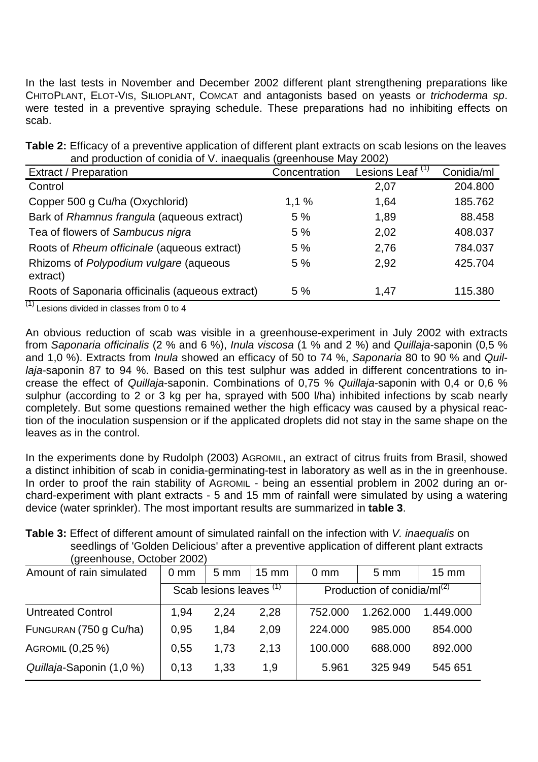In the last tests in November and December 2002 different plant strengthening preparations like ChitoPlant, Elot-Vis, Silioplant, Comcat and antagonists based on yeasts or *trichoderma sp*. were tested in a preventive spraying schedule. These preparations had no inhibiting effects on scab.

**Table 2:** Efficacy of a preventive application of different plant extracts on scab lesions on the leaves and production of conidia of V. inaequalis (greenhouse May 2002)

| Extract / Preparation | Concentration | Lesions Leaf (1) | Conidia/ml |
|---|---|---|---|
| Control | | 2,07 | 204.800 |
| Copper 500 g Cu/ha (Oxychlorid) | 1,1 % | 1,64 | 185.762 |
| Bark of *Rhamnus frangula* (aqueous extract) | 5 % | 1,89 | 88.458 |
| Tea of flowers of *Sambucus nigra* | 5 % | 2,02 | 408.037 |
| Roots of *Rheum officinale* (aqueous extract) | 5 % | 2,76 | 784.037 |
| Rhizoms of *Polypodium vulgare* (aqueous extract) | 5 % | 2,92 | 425.704 |
| Roots of Saponaria officinalis (aqueous extract) | 5 % | 1,47 | 115.380 |

(1) Lesions divided in classes from 0 to 4

An obvious reduction of scab was visible in a greenhouse-experiment in July 2002 with extracts from *Saponaria officinalis* (2 % and 6 %), *Inula viscosa* (1 % and 2 %) and *Quillaja*-saponin (0,5 % and 1,0 %). Extracts from *Inula* showed an efficacy of 50 to 74 %, *Saponaria* 80 to 90 % and *Quillaja*-saponin 87 to 94 %. Based on this test sulphur was added in different concentrations to increase the effect of *Quillaja*-saponin. Combinations of 0,75 % *Quillaja*-saponin with 0,4 or 0,6 % sulphur (according to 2 or 3 kg per ha, sprayed with 500 l/ha) inhibited infections by scab nearly completely. But some questions remained wether the high efficacy was caused by a physical reaction of the inoculation suspension or if the applicated droplets did not stay in the same shape on the leaves as in the control.

In the experiments done by Rudolph (2003) Agromil, an extract of citrus fruits from Brasil, showed a distinct inhibition of scab in conidia-germinating-test in laboratory as well as in the in greenhouse. In order to proof the rain stability of Agromil - being an essential problem in 2002 during an orchard-experiment with plant extracts - 5 and 15 mm of rainfall were simulated by using a watering device (water sprinkler). The most important results are summarized in **table 3**.

**Table 3:** Effect of different amount of simulated rainfall on the infection with *V. inaequalis* on seedlings of 'Golden Delicious' after a preventive application of different plant extracts (greenhouse, October 2002)

| Amount of rain simulated | 0 mm | 5 mm | 15 mm | 0 mm | 5 mm | 15 mm |
|---|---|---|---|---|---|---|
| | Scab lesions leaves (1) | | | Production of conidia/ml(2) | | |
| Untreated Control | 1,94 | 2,24 | 2,28 | 752.000 | 1.262.000 | 1.449.000 |
| Funguran (750 g Cu/ha) | 0,95 | 1,84 | 2,09 | 224.000 | 985.000 | 854.000 |
| Agromil (0,25 %) | 0,55 | 1,73 | 2,13 | 100.000 | 688.000 | 892.000 |
| *Quillaja*-Saponin (1,0 %) | 0,13 | 1,33 | 1,9 | 5.961 | 325 949 | 545 651 |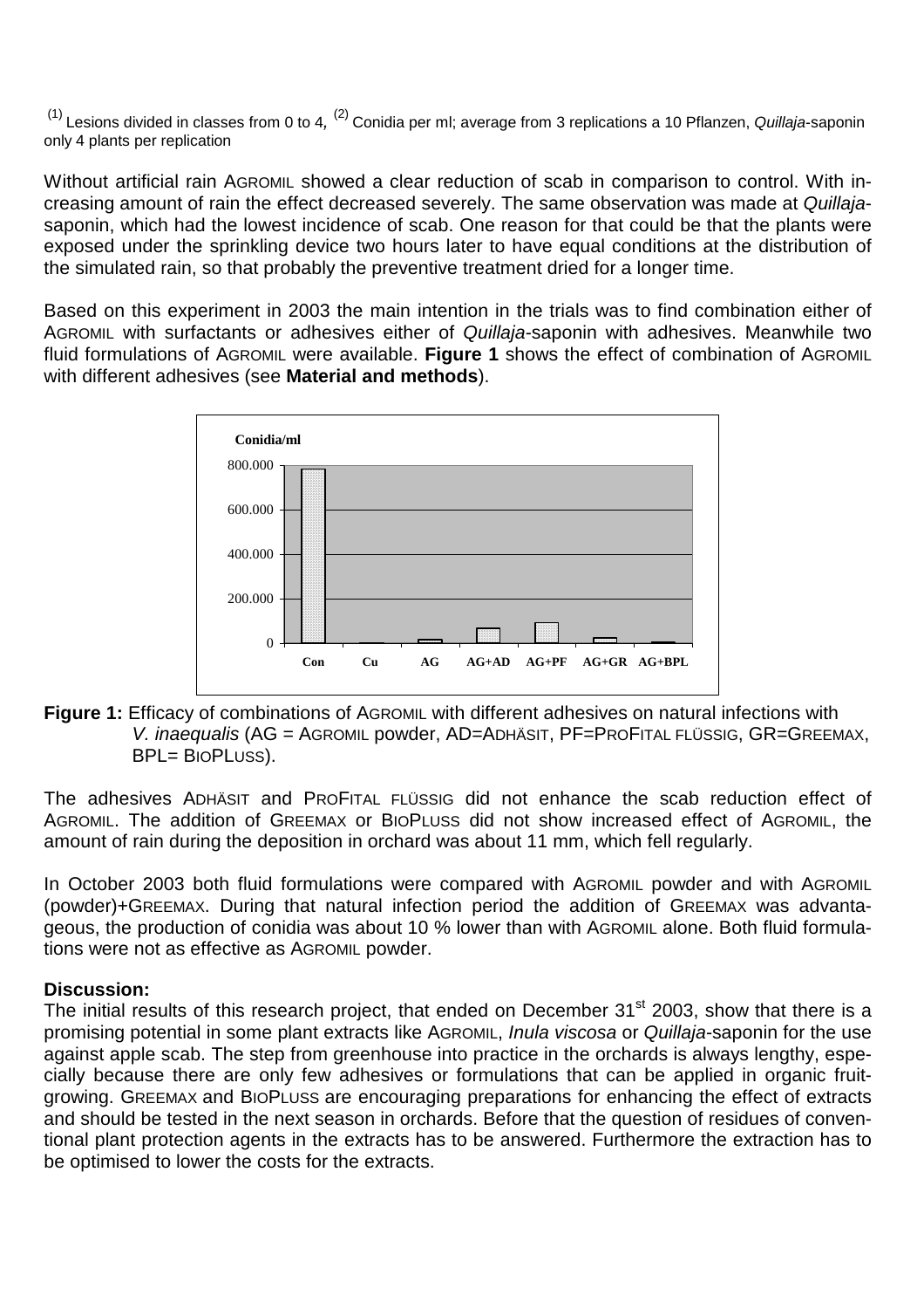[(1)] Lesions divided in classes from 0 to 4, [(2)] Conidia per ml; average from 3 replications a 10 Pflanzen, *Quillaja*-saponin only 4 plants per replication

Without artificial rain AGROMIL showed a clear reduction of scab in comparison to control. With increasing amount of rain the effect decreased severely. The same observation was made at *Quillaja*-saponin, which had the lowest incidence of scab. One reason for that could be that the plants were exposed under the sprinkling device two hours later to have equal conditions at the distribution of the simulated rain, so that probably the preventive treatment dried for a longer time.

Based on this experiment in 2003 the main intention in the trials was to find combination either of AGROMIL with surfactants or adhesives either of *Quillaja*-saponin with adhesives. Meanwhile two fluid formulations of AGROMIL were available. **Figure 1** shows the effect of combination of AGROMIL with different adhesives (see **Material and methods**).

**Figure 1:** Efficacy of combinations of AGROMIL with different adhesives on natural infections with *V. inaequalis* (AG = AGROMIL powder, AD=ADHÄSIT, PF=PROFITAL FLÜSSIG, GR=GREEMAX, BPL= BIOPLUSS).

The adhesives ADHÄSIT and PROFITAL FLÜSSIG did not enhance the scab reduction effect of AGROMIL. The addition of GREEMAX or BIOPLUSS did not show increased effect of AGROMIL, the amount of rain during the deposition in orchard was about 11 mm, which fell regularly.

In October 2003 both fluid formulations were compared with AGROMIL powder and with AGROMIL (powder)+GREEMAX. During that natural infection period the addition of GREEMAX was advantageous, the production of conidia was about 10 % lower than with AGROMIL alone. Both fluid formulations were not as effective as AGROMIL powder.

**Discussion:**

The initial results of this research project, that ended on December 31[st] 2003, show that there is a promising potential in some plant extracts like AGROMIL, *Inula viscosa* or *Quillaja*-saponin for the use against apple scab. The step from greenhouse into practice in the orchards is always lengthy, especially because there are only few adhesives or formulations that can be applied in organic fruit-growing. GREEMAX and BIOPLUSS are encouraging preparations for enhancing the effect of extracts and should be tested in the next season in orchards. Before that the question of residues of conventional plant protection agents in the extracts has to be answered. Furthermore the extraction has to be optimised to lower the costs for the extracts.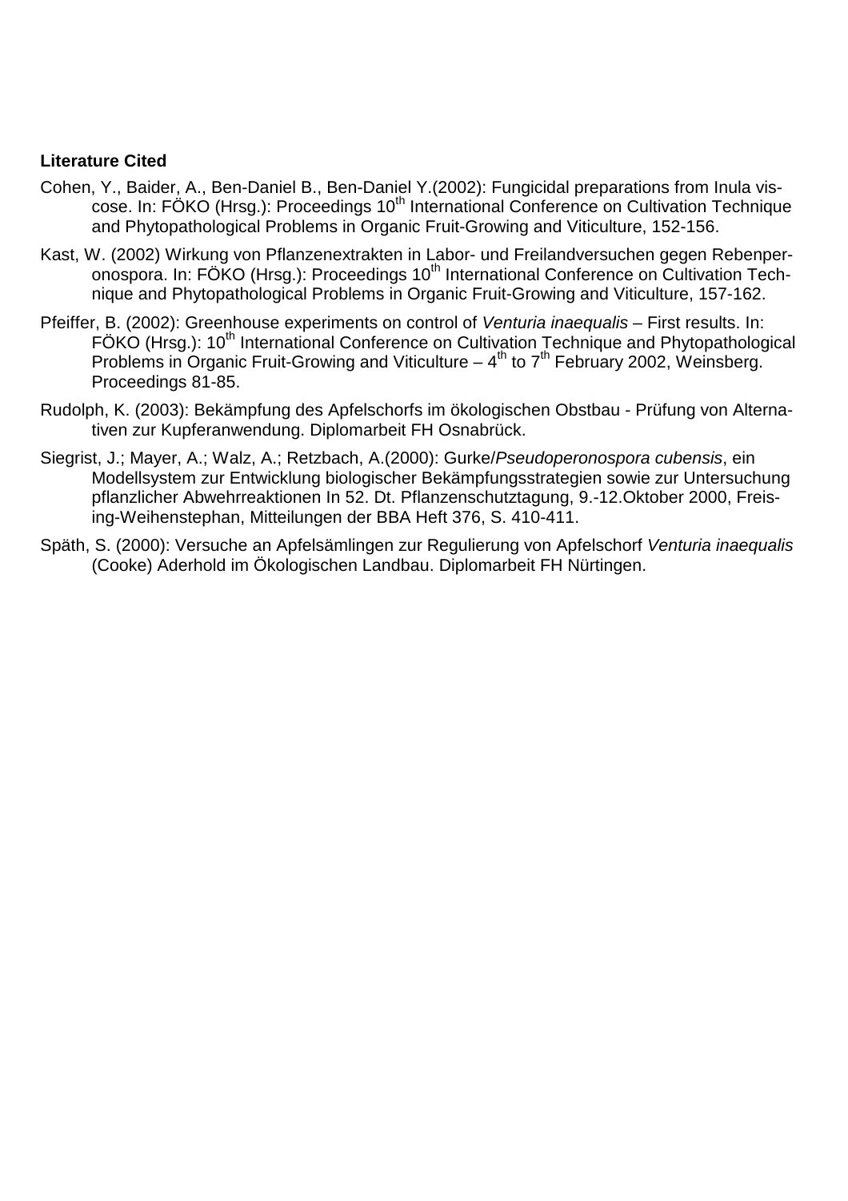**Literature Cited**

Cohen, Y., Baider, A., Ben-Daniel B., Ben-Daniel Y.(2002): Fungicidal preparations from Inula viscose. In: FÖKO (Hrsg.): Proceedings 10$^{th}$ International Conference on Cultivation Technique and Phytopathological Problems in Organic Fruit-Growing and Viticulture, 152-156.

Kast, W. (2002) Wirkung von Pflanzenextrakten in Labor- und Freilandversuchen gegen Rebenperonospora. In: FÖKO (Hrsg.): Proceedings 10$^{th}$ International Conference on Cultivation Technique and Phytopathological Problems in Organic Fruit-Growing and Viticulture, 157-162.

Pfeiffer, B. (2002): Greenhouse experiments on control of *Venturia inaequalis* – First results. In: FÖKO (Hrsg.): 10$^{th}$ International Conference on Cultivation Technique and Phytopathological Problems in Organic Fruit-Growing and Viticulture – 4$^{th}$ to 7$^{th}$ February 2002, Weinsberg. Proceedings 81-85.

Rudolph, K. (2003): Bekämpfung des Apfelschorfs im ökologischen Obstbau - Prüfung von Alternativen zur Kupferanwendung. Diplomarbeit FH Osnabrück.

Siegrist, J.; Mayer, A.; Walz, A.; Retzbach, A.(2000): Gurke/*Pseudoperonospora cubensis*, ein Modellsystem zur Entwicklung biologischer Bekämpfungsstrategien sowie zur Untersuchung pflanzlicher Abwehrreaktionen In 52. Dt. Pflanzenschutztagung, 9.-12.Oktober 2000, Freising-Weihenstephan, Mitteilungen der BBA Heft 376, S. 410-411.

Späth, S. (2000): Versuche an Apfelsämlingen zur Regulierung von Apfelschorf *Venturia inaequalis* (Cooke) Aderhold im Ökologischen Landbau. Diplomarbeit FH Nürtingen.